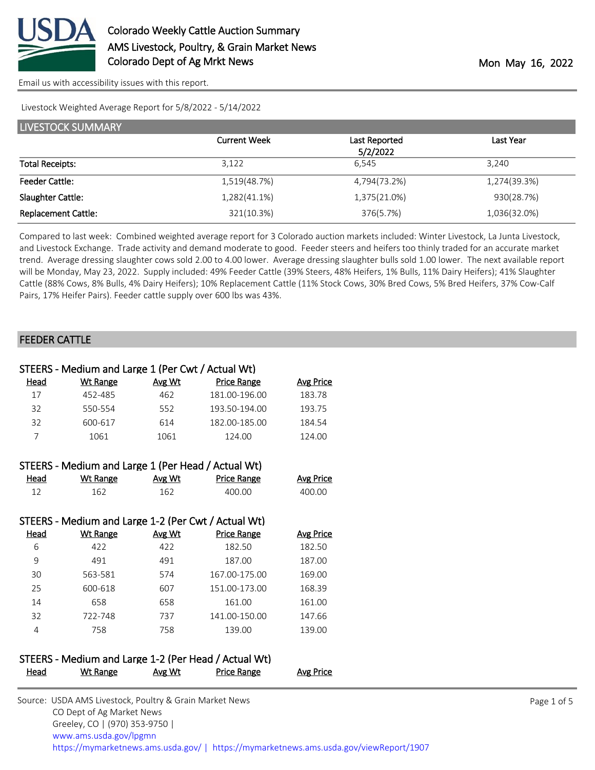Colorado Weekly Cattle Auction Summary
AMS Livestock, Poultry, & Grain Market News
Colorado Dept of Ag Mrkt News

Mon May 16, 2022

Email us with accessibility issues with this report.

Livestock Weighted Average Report for 5/8/2022 - 5/14/2022

## LIVESTOCK SUMMARY

| | Current Week | Last Reported 5/2/2022 | Last Year |
|---|---|---|---|
| Total Receipts: | 3,122 | 6,545 | 3,240 |
| Feeder Cattle: | 1,519(48.7%) | 4,794(73.2%) | 1,274(39.3%) |
| Slaughter Cattle: | 1,282(41.1%) | 1,375(21.0%) | 930(28.7%) |
| Replacement Cattle: | 321(10.3%) | 376(5.7%) | 1,036(32.0%) |

Compared to last week: Combined weighted average report for 3 Colorado auction markets included: Winter Livestock, La Junta Livestock, and Livestock Exchange. Trade activity and demand moderate to good. Feeder steers and heifers too thinly traded for an accurate market trend. Average dressing slaughter cows sold 2.00 to 4.00 lower. Average dressing slaughter bulls sold 1.00 lower. The next available report will be Monday, May 23, 2022. Supply included: 49% Feeder Cattle (39% Steers, 48% Heifers, 1% Bulls, 11% Dairy Heifers); 41% Slaughter Cattle (88% Cows, 8% Bulls, 4% Dairy Heifers); 10% Replacement Cattle (11% Stock Cows, 30% Bred Cows, 5% Bred Heifers, 37% Cow-Calf Pairs, 17% Heifer Pairs). Feeder cattle supply over 600 lbs was 43%.

## FEEDER CATTLE

### STEERS - Medium and Large 1 (Per Cwt / Actual Wt)

| Head | Wt Range | Avg Wt | Price Range | Avg Price |
|---|---|---|---|---|
| 17 | 452-485 | 462 | 181.00-196.00 | 183.78 |
| 32 | 550-554 | 552 | 193.50-194.00 | 193.75 |
| 32 | 600-617 | 614 | 182.00-185.00 | 184.54 |
| 7 | 1061 | 1061 | 124.00 | 124.00 |

### STEERS - Medium and Large 1 (Per Head / Actual Wt)

| Head | Wt Range | Avg Wt | Price Range | Avg Price |
|---|---|---|---|---|
| 12 | 162 | 162 | 400.00 | 400.00 |

### STEERS - Medium and Large 1-2 (Per Cwt / Actual Wt)

| Head | Wt Range | Avg Wt | Price Range | Avg Price |
|---|---|---|---|---|
| 6 | 422 | 422 | 182.50 | 182.50 |
| 9 | 491 | 491 | 187.00 | 187.00 |
| 30 | 563-581 | 574 | 167.00-175.00 | 169.00 |
| 25 | 600-618 | 607 | 151.00-173.00 | 168.39 |
| 14 | 658 | 658 | 161.00 | 161.00 |
| 32 | 722-748 | 737 | 141.00-150.00 | 147.66 |
| 4 | 758 | 758 | 139.00 | 139.00 |

### STEERS - Medium and Large 1-2 (Per Head / Actual Wt)

| Head | Wt Range | Avg Wt | Price Range | Avg Price |
|---|---|---|---|---|

Source: USDA AMS Livestock, Poultry & Grain Market News
CO Dept of Ag Market News
Greeley, CO | (970) 353-9750 |
www.ams.usda.gov/lpgmn
https://mymarketnews.ams.usda.gov/ | https://mymarketnews.ams.usda.gov/viewReport/1907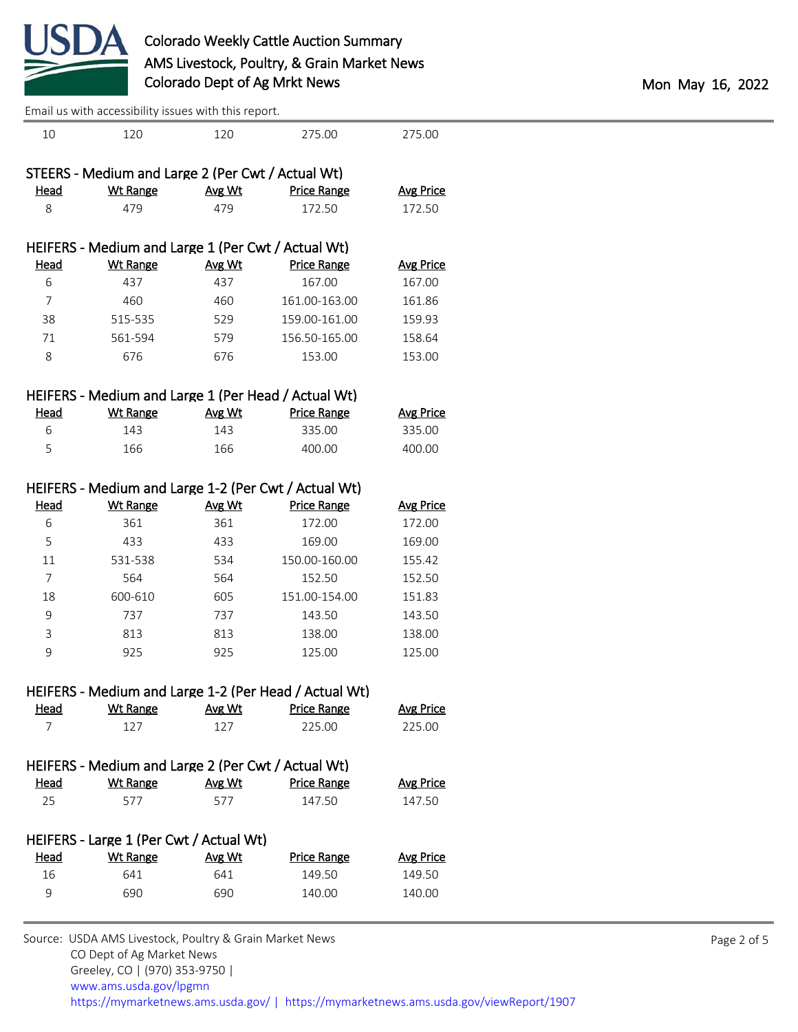| Head | Wt Range | Avg Wt | Price Range | Avg Price |
|---|---|---|---|---|
| 10 | 120 | 120 | 275.00 | 275.00 |

### STEERS - Medium and Large 2 (Per Cwt / Actual Wt)

| Head | Wt Range | Avg Wt | Price Range | Avg Price |
|---|---|---|---|---|
| 8 | 479 | 479 | 172.50 | 172.50 |

### HEIFERS - Medium and Large 1 (Per Cwt / Actual Wt)

| Head | Wt Range | Avg Wt | Price Range | Avg Price |
|---|---|---|---|---|
| 6 | 437 | 437 | 167.00 | 167.00 |
| 7 | 460 | 460 | 161.00-163.00 | 161.86 |
| 38 | 515-535 | 529 | 159.00-161.00 | 159.93 |
| 71 | 561-594 | 579 | 156.50-165.00 | 158.64 |
| 8 | 676 | 676 | 153.00 | 153.00 |

### HEIFERS - Medium and Large 1 (Per Head / Actual Wt)

| Head | Wt Range | Avg Wt | Price Range | Avg Price |
|---|---|---|---|---|
| 6 | 143 | 143 | 335.00 | 335.00 |
| 5 | 166 | 166 | 400.00 | 400.00 |

### HEIFERS - Medium and Large 1-2 (Per Cwt / Actual Wt)

| Head | Wt Range | Avg Wt | Price Range | Avg Price |
|---|---|---|---|---|
| 6 | 361 | 361 | 172.00 | 172.00 |
| 5 | 433 | 433 | 169.00 | 169.00 |
| 11 | 531-538 | 534 | 150.00-160.00 | 155.42 |
| 7 | 564 | 564 | 152.50 | 152.50 |
| 18 | 600-610 | 605 | 151.00-154.00 | 151.83 |
| 9 | 737 | 737 | 143.50 | 143.50 |
| 3 | 813 | 813 | 138.00 | 138.00 |
| 9 | 925 | 925 | 125.00 | 125.00 |

### HEIFERS - Medium and Large 1-2 (Per Head / Actual Wt)

| Head | Wt Range | Avg Wt | Price Range | Avg Price |
|---|---|---|---|---|
| 7 | 127 | 127 | 225.00 | 225.00 |

### HEIFERS - Medium and Large 2 (Per Cwt / Actual Wt)

| Head | Wt Range | Avg Wt | Price Range | Avg Price |
|---|---|---|---|---|
| 25 | 577 | 577 | 147.50 | 147.50 |

### HEIFERS - Large 1 (Per Cwt / Actual Wt)

| Head | Wt Range | Avg Wt | Price Range | Avg Price |
|---|---|---|---|---|
| 16 | 641 | 641 | 149.50 | 149.50 |
| 9 | 690 | 690 | 140.00 | 140.00 |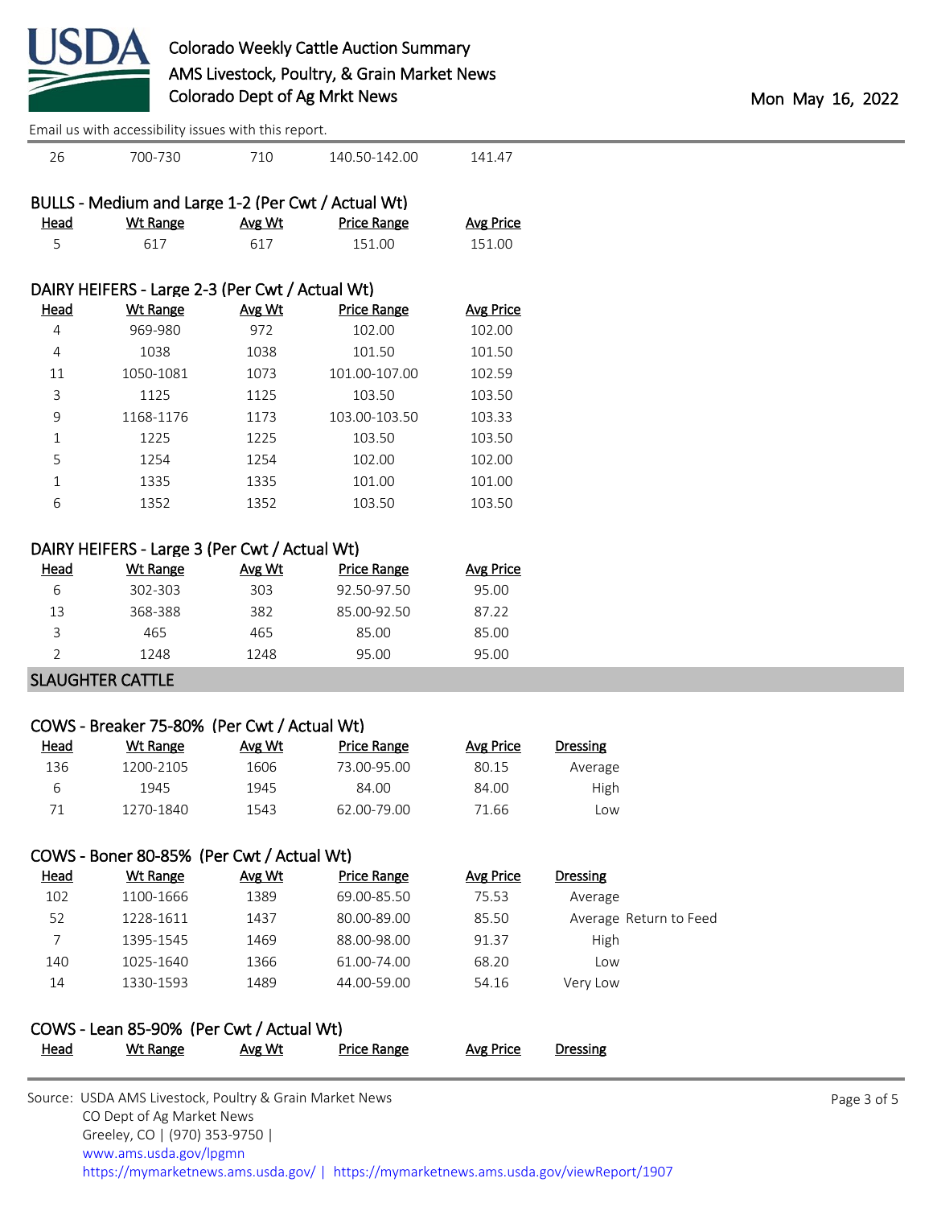| Head | Wt Range | Avg Wt | Price Range | Avg Price |
|---|---|---|---|---|
| 26 | 700-730 | 710 | 140.50-142.00 | 141.47 |

### BULLS - Medium and Large 1-2 (Per Cwt / Actual Wt)

| Head | Wt Range | Avg Wt | Price Range | Avg Price |
|---|---|---|---|---|
| 5 | 617 | 617 | 151.00 | 151.00 |

### DAIRY HEIFERS - Large 2-3 (Per Cwt / Actual Wt)

| Head | Wt Range | Avg Wt | Price Range | Avg Price |
|---|---|---|---|---|
| 4 | 969-980 | 972 | 102.00 | 102.00 |
| 4 | 1038 | 1038 | 101.50 | 101.50 |
| 11 | 1050-1081 | 1073 | 101.00-107.00 | 102.59 |
| 3 | 1125 | 1125 | 103.50 | 103.50 |
| 9 | 1168-1176 | 1173 | 103.00-103.50 | 103.33 |
| 1 | 1225 | 1225 | 103.50 | 103.50 |
| 5 | 1254 | 1254 | 102.00 | 102.00 |
| 1 | 1335 | 1335 | 101.00 | 101.00 |
| 6 | 1352 | 1352 | 103.50 | 103.50 |

### DAIRY HEIFERS - Large 3 (Per Cwt / Actual Wt)

| Head | Wt Range | Avg Wt | Price Range | Avg Price |
|---|---|---|---|---|
| 6 | 302-303 | 303 | 92.50-97.50 | 95.00 |
| 13 | 368-388 | 382 | 85.00-92.50 | 87.22 |
| 3 | 465 | 465 | 85.00 | 85.00 |
| 2 | 1248 | 1248 | 95.00 | 95.00 |

## SLAUGHTER CATTLE

### COWS - Breaker 75-80% (Per Cwt / Actual Wt)

| Head | Wt Range | Avg Wt | Price Range | Avg Price | Dressing |
|---|---|---|---|---|---|
| 136 | 1200-2105 | 1606 | 73.00-95.00 | 80.15 | Average |
| 6 | 1945 | 1945 | 84.00 | 84.00 | High |
| 71 | 1270-1840 | 1543 | 62.00-79.00 | 71.66 | Low |

### COWS - Boner 80-85% (Per Cwt / Actual Wt)

| Head | Wt Range | Avg Wt | Price Range | Avg Price | Dressing |
|---|---|---|---|---|---|
| 102 | 1100-1666 | 1389 | 69.00-85.50 | 75.53 | Average |
| 52 | 1228-1611 | 1437 | 80.00-89.00 | 85.50 | Average Return to Feed |
| 7 | 1395-1545 | 1469 | 88.00-98.00 | 91.37 | High |
| 140 | 1025-1640 | 1366 | 61.00-74.00 | 68.20 | Low |
| 14 | 1330-1593 | 1489 | 44.00-59.00 | 54.16 | Very Low |

### COWS - Lean 85-90% (Per Cwt / Actual Wt)

| Head | Wt Range | Avg Wt | Price Range | Avg Price | Dressing |
|---|---|---|---|---|---|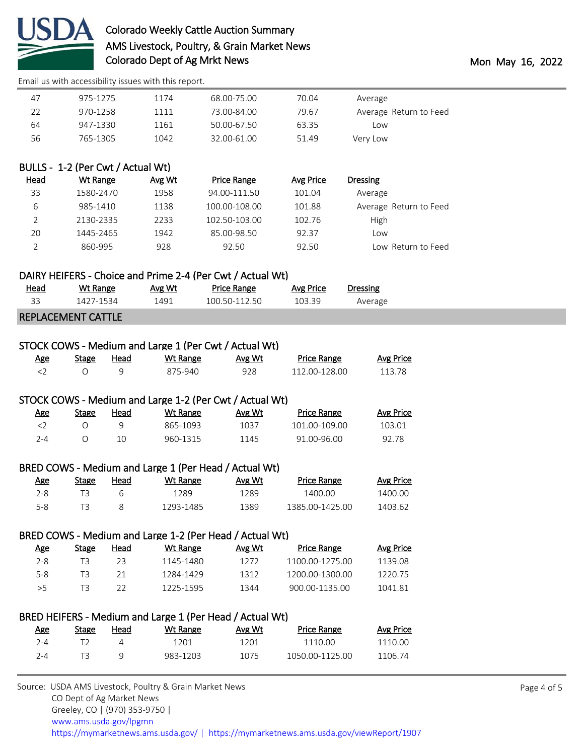| Head | Wt Range | Avg Wt | Price Range | Avg Price | Dressing |
|---|---|---|---|---|---|
| 47 | 975-1275 | 1174 | 68.00-75.00 | 70.04 | Average |
| 22 | 970-1258 | 1111 | 73.00-84.00 | 79.67 | Average Return to Feed |
| 64 | 947-1330 | 1161 | 50.00-67.50 | 63.35 | Low |
| 56 | 765-1305 | 1042 | 32.00-61.00 | 51.49 | Very Low |

### BULLS - 1-2 (Per Cwt / Actual Wt)

| Head | Wt Range | Avg Wt | Price Range | Avg Price | Dressing |
|---|---|---|---|---|---|
| 33 | 1580-2470 | 1958 | 94.00-111.50 | 101.04 | Average |
| 6 | 985-1410 | 1138 | 100.00-108.00 | 101.88 | Average Return to Feed |
| 2 | 2130-2335 | 2233 | 102.50-103.00 | 102.76 | High |
| 20 | 1445-2465 | 1942 | 85.00-98.50 | 92.37 | Low |
| 2 | 860-995 | 928 | 92.50 | 92.50 | Low Return to Feed |

### DAIRY HEIFERS - Choice and Prime 2-4 (Per Cwt / Actual Wt)

| Head | Wt Range | Avg Wt | Price Range | Avg Price | Dressing |
|---|---|---|---|---|---|
| 33 | 1427-1534 | 1491 | 100.50-112.50 | 103.39 | Average |

## REPLACEMENT CATTLE

### STOCK COWS - Medium and Large 1 (Per Cwt / Actual Wt)

| Age | Stage | Head | Wt Range | Avg Wt | Price Range | Avg Price |
|---|---|---|---|---|---|---|
| <2 | O | 9 | 875-940 | 928 | 112.00-128.00 | 113.78 |

### STOCK COWS - Medium and Large 1-2 (Per Cwt / Actual Wt)

| Age | Stage | Head | Wt Range | Avg Wt | Price Range | Avg Price |
|---|---|---|---|---|---|---|
| <2 | O | 9 | 865-1093 | 1037 | 101.00-109.00 | 103.01 |
| 2-4 | O | 10 | 960-1315 | 1145 | 91.00-96.00 | 92.78 |

### BRED COWS - Medium and Large 1 (Per Head / Actual Wt)

| Age | Stage | Head | Wt Range | Avg Wt | Price Range | Avg Price |
|---|---|---|---|---|---|---|
| 2-8 | T3 | 6 | 1289 | 1289 | 1400.00 | 1400.00 |
| 5-8 | T3 | 8 | 1293-1485 | 1389 | 1385.00-1425.00 | 1403.62 |

### BRED COWS - Medium and Large 1-2 (Per Head / Actual Wt)

| Age | Stage | Head | Wt Range | Avg Wt | Price Range | Avg Price |
|---|---|---|---|---|---|---|
| 2-8 | T3 | 23 | 1145-1480 | 1272 | 1100.00-1275.00 | 1139.08 |
| 5-8 | T3 | 21 | 1284-1429 | 1312 | 1200.00-1300.00 | 1220.75 |
| >5 | T3 | 22 | 1225-1595 | 1344 | 900.00-1135.00 | 1041.81 |

### BRED HEIFERS - Medium and Large 1 (Per Head / Actual Wt)

| Age | Stage | Head | Wt Range | Avg Wt | Price Range | Avg Price |
|---|---|---|---|---|---|---|
| 2-4 | T2 | 4 | 1201 | 1201 | 1110.00 | 1110.00 |
| 2-4 | T3 | 9 | 983-1203 | 1075 | 1050.00-1125.00 | 1106.74 |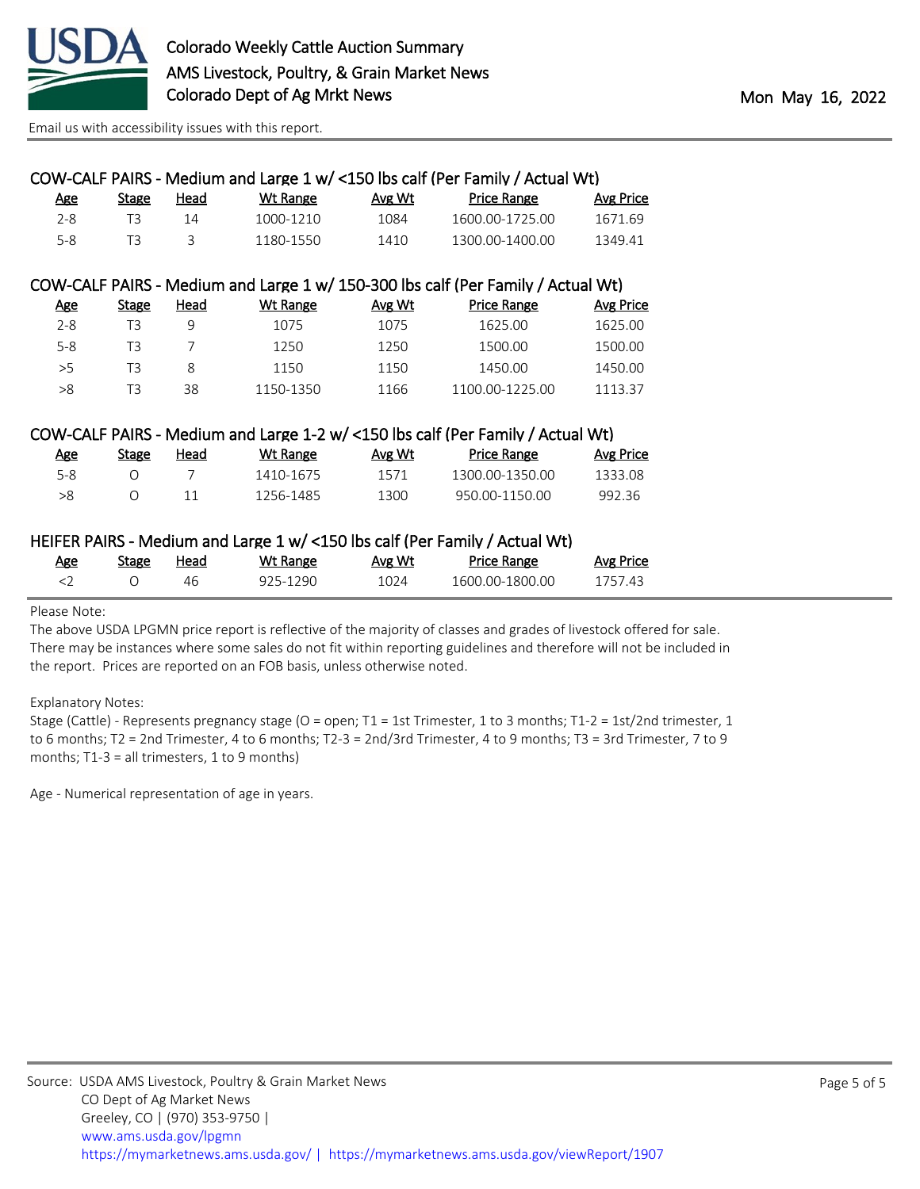## COW-CALF PAIRS - Medium and Large 1 w/ <150 lbs calf (Per Family / Actual Wt)

| Age | Stage | Head | Wt Range | Avg Wt | Price Range | Avg Price |
|---|---|---|---|---|---|---|
| 2-8 | T3 | 14 | 1000-1210 | 1084 | 1600.00-1725.00 | 1671.69 |
| 5-8 | T3 | 3 | 1180-1550 | 1410 | 1300.00-1400.00 | 1349.41 |

## COW-CALF PAIRS - Medium and Large 1 w/ 150-300 lbs calf (Per Family / Actual Wt)

| Age | Stage | Head | Wt Range | Avg Wt | Price Range | Avg Price |
|---|---|---|---|---|---|---|
| 2-8 | T3 | 9 | 1075 | 1075 | 1625.00 | 1625.00 |
| 5-8 | T3 | 7 | 1250 | 1250 | 1500.00 | 1500.00 |
| >5 | T3 | 8 | 1150 | 1150 | 1450.00 | 1450.00 |
| >8 | T3 | 38 | 1150-1350 | 1166 | 1100.00-1225.00 | 1113.37 |

## COW-CALF PAIRS - Medium and Large 1-2 w/ <150 lbs calf (Per Family / Actual Wt)

| Age | Stage | Head | Wt Range | Avg Wt | Price Range | Avg Price |
|---|---|---|---|---|---|---|
| 5-8 | O | 7 | 1410-1675 | 1571 | 1300.00-1350.00 | 1333.08 |
| >8 | O | 11 | 1256-1485 | 1300 | 950.00-1150.00 | 992.36 |

## HEIFER PAIRS - Medium and Large 1 w/ <150 lbs calf (Per Family / Actual Wt)

| Age | Stage | Head | Wt Range | Avg Wt | Price Range | Avg Price |
|---|---|---|---|---|---|---|
| <2 | O | 46 | 925-1290 | 1024 | 1600.00-1800.00 | 1757.43 |

Please Note:

The above USDA LPGMN price report is reflective of the majority of classes and grades of livestock offered for sale. There may be instances where some sales do not fit within reporting guidelines and therefore will not be included in the report. Prices are reported on an FOB basis, unless otherwise noted.

Explanatory Notes:

Stage (Cattle) - Represents pregnancy stage (O = open; T1 = 1st Trimester, 1 to 3 months; T1-2 = 1st/2nd trimester, 1 to 6 months; T2 = 2nd Trimester, 4 to 6 months; T2-3 = 2nd/3rd Trimester, 4 to 9 months; T3 = 3rd Trimester, 7 to 9 months; T1-3 = all trimesters, 1 to 9 months)

Age - Numerical representation of age in years.

Source: USDA AMS Livestock, Poultry & Grain Market News
CO Dept of Ag Market News
Greeley, CO | (970) 353-9750 |
www.ams.usda.gov/lpgmn
https://mymarketnews.ams.usda.gov/ | https://mymarketnews.ams.usda.gov/viewReport/1907